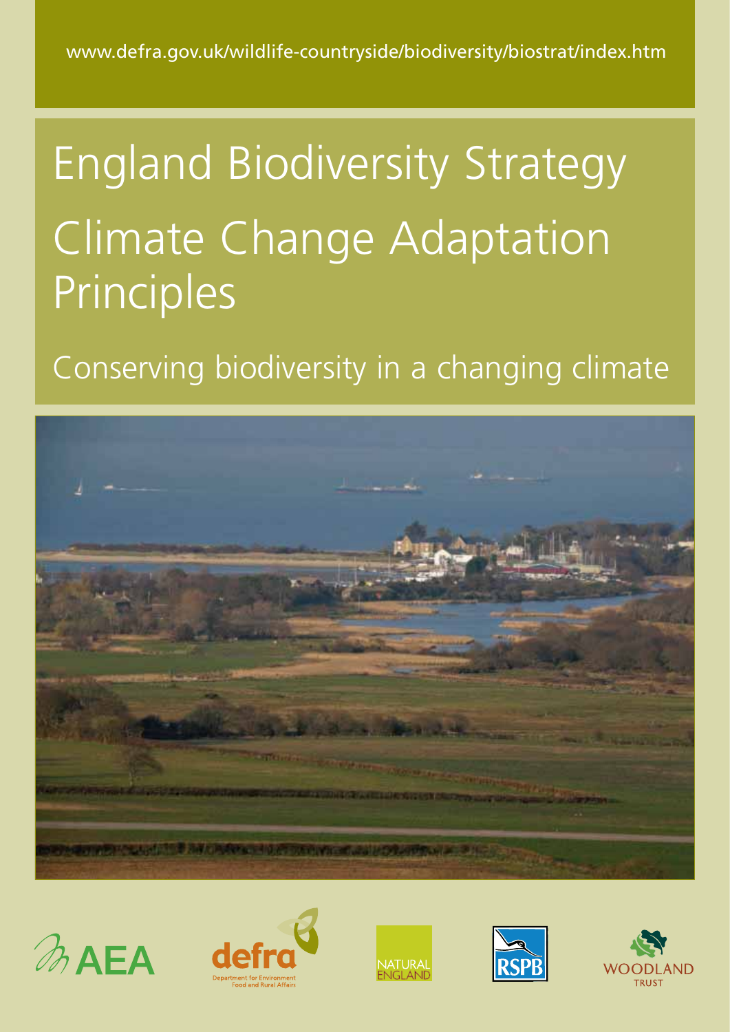www.defra.gov.uk/wildlife-countryside/biodiversity/biostrat/index.htm

# England Biodiversity Strategy Climate Change Adaptation Principles

## Conserving biodiversity in a changing climate

AEA

defra
Department for Environment Food and Rural Affairs

NATURAL ENGLAND

RSPB

WOODLAND TRUST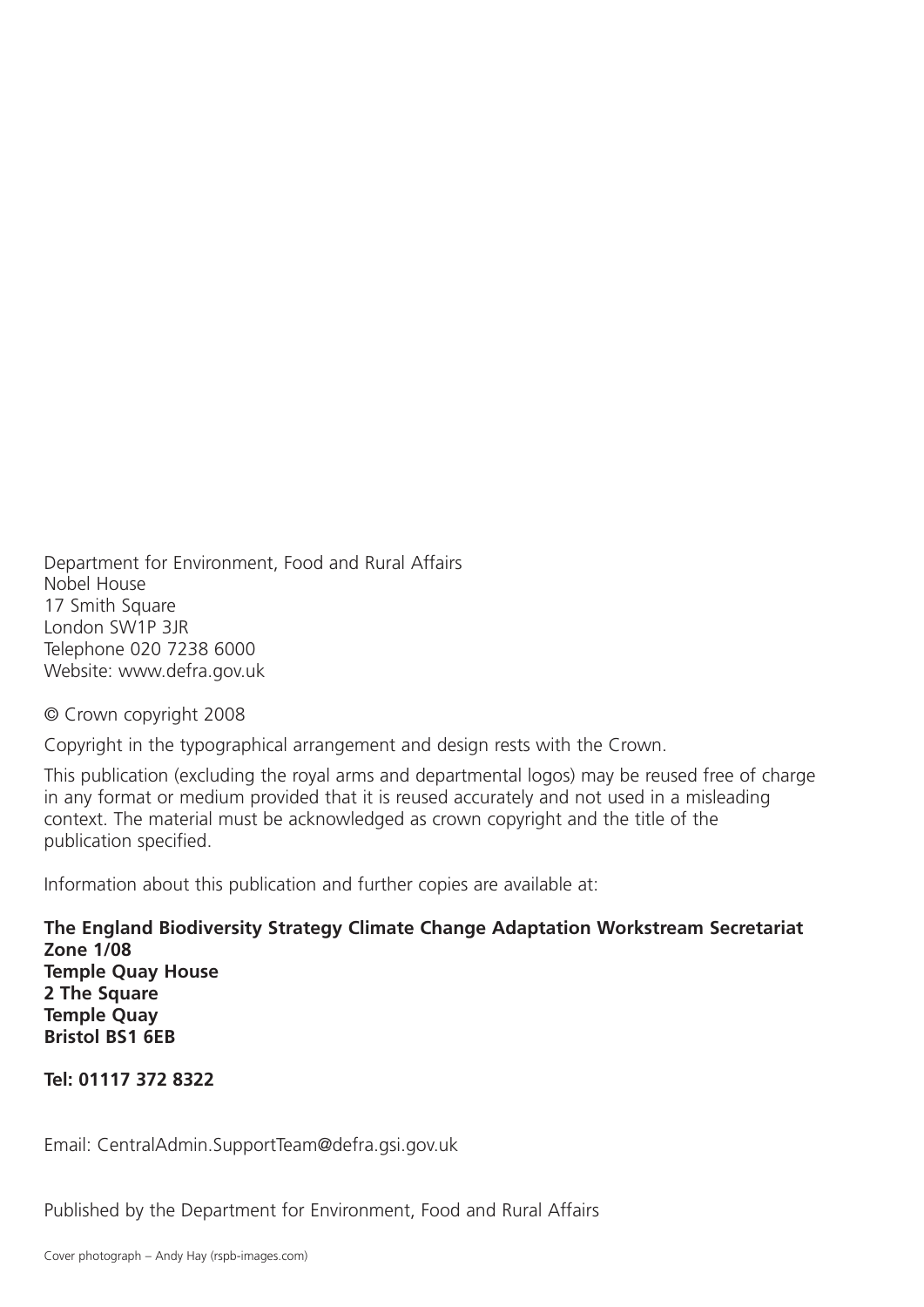Department for Environment, Food and Rural Affairs
Nobel House
17 Smith Square
London SW1P 3JR
Telephone 020 7238 6000
Website: www.defra.gov.uk

© Crown copyright 2008

Copyright in the typographical arrangement and design rests with the Crown.

This publication (excluding the royal arms and departmental logos) may be reused free of charge in any format or medium provided that it is reused accurately and not used in a misleading context. The material must be acknowledged as crown copyright and the title of the publication specified.

Information about this publication and further copies are available at:

**The England Biodiversity Strategy Climate Change Adaptation Workstream Secretariat**
**Zone 1/08**
**Temple Quay House**
**2 The Square**
**Temple Quay**
**Bristol BS1 6EB**

**Tel: 01117 372 8322**

Email: CentralAdmin.SupportTeam@defra.gsi.gov.uk

Published by the Department for Environment, Food and Rural Affairs

Cover photograph – Andy Hay (rspb-images.com)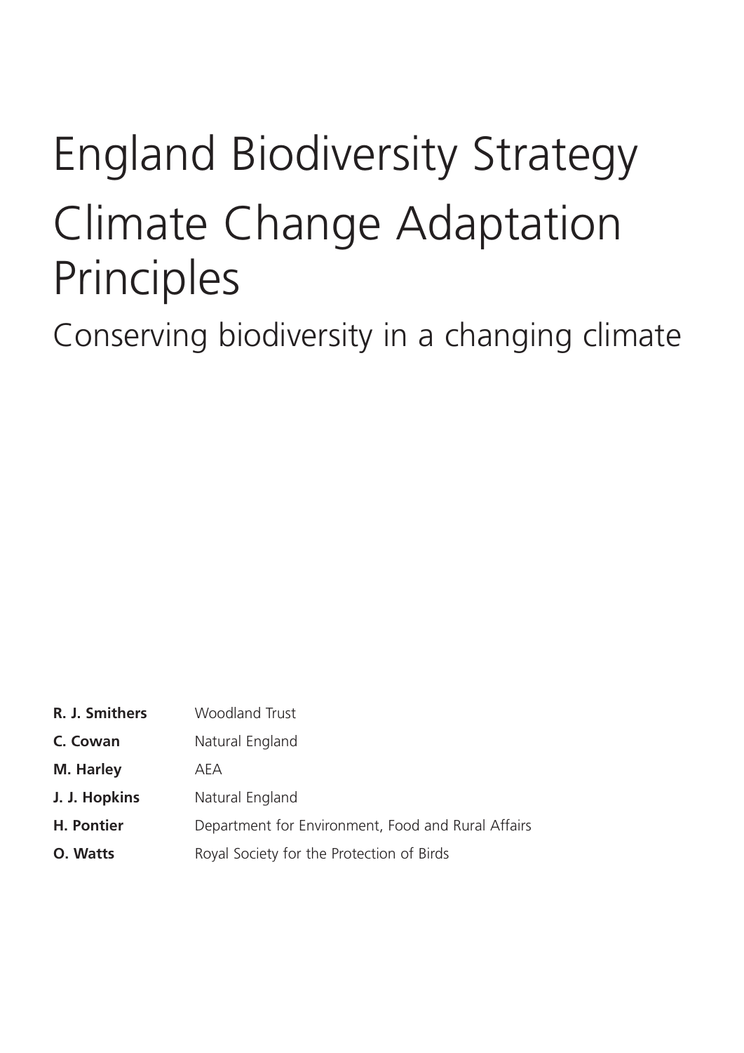# England Biodiversity Strategy

# Climate Change Adaptation Principles

## Conserving biodiversity in a changing climate

| | |
|---|---|
| **R. J. Smithers** | Woodland Trust |
| **C. Cowan** | Natural England |
| **M. Harley** | AEA |
| **J. J. Hopkins** | Natural England |
| **H. Pontier** | Department for Environment, Food and Rural Affairs |
| **O. Watts** | Royal Society for the Protection of Birds |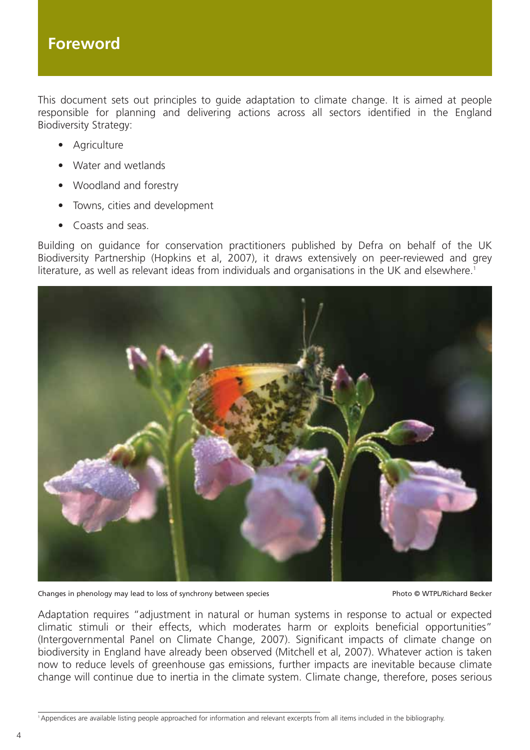# Foreword

This document sets out principles to guide adaptation to climate change. It is aimed at people responsible for planning and delivering actions across all sectors identified in the England Biodiversity Strategy:

- Agriculture
- Water and wetlands
- Woodland and forestry
- Towns, cities and development
- Coasts and seas.

Building on guidance for conservation practitioners published by Defra on behalf of the UK Biodiversity Partnership (Hopkins et al, 2007), it draws extensively on peer-reviewed and grey literature, as well as relevant ideas from individuals and organisations in the UK and elsewhere.[1]

Changes in phenology may lead to loss of synchrony between species

Photo © WTPL/Richard Becker

Adaptation requires "adjustment in natural or human systems in response to actual or expected climatic stimuli or their effects, which moderates harm or exploits beneficial opportunities" (Intergovernmental Panel on Climate Change, 2007). Significant impacts of climate change on biodiversity in England have already been observed (Mitchell et al, 2007). Whatever action is taken now to reduce levels of greenhouse gas emissions, further impacts are inevitable because climate change will continue due to inertia in the climate system. Climate change, therefore, poses serious

[1] Appendices are available listing people approached for information and relevant excerpts from all items included in the bibliography.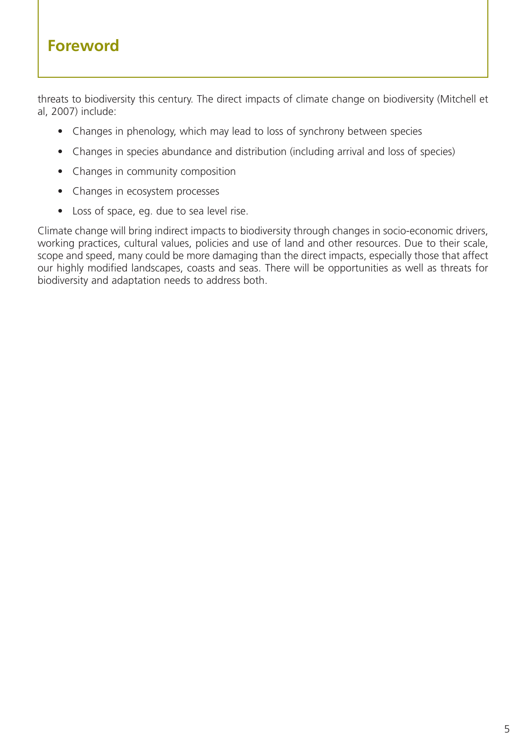## Foreword

threats to biodiversity this century. The direct impacts of climate change on biodiversity (Mitchell et al, 2007) include:

- Changes in phenology, which may lead to loss of synchrony between species
- Changes in species abundance and distribution (including arrival and loss of species)
- Changes in community composition
- Changes in ecosystem processes
- Loss of space, eg. due to sea level rise.

Climate change will bring indirect impacts to biodiversity through changes in socio-economic drivers, working practices, cultural values, policies and use of land and other resources. Due to their scale, scope and speed, many could be more damaging than the direct impacts, especially those that affect our highly modified landscapes, coasts and seas. There will be opportunities as well as threats for biodiversity and adaptation needs to address both.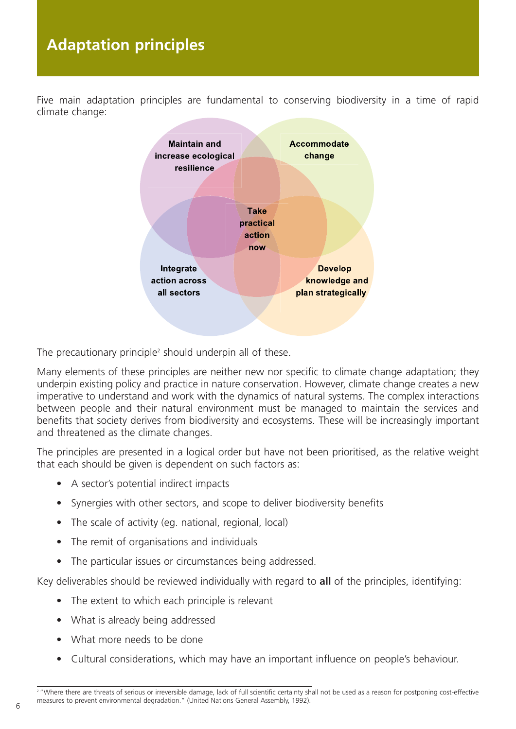# Adaptation principles

Five main adaptation principles are fundamental to conserving biodiversity in a time of rapid climate change:

Maintain and increase ecological resilience

Accommodate change

Take practical action now

Integrate action across all sectors

Develop knowledge and plan strategically

The precautionary principle[2] should underpin all of these.

Many elements of these principles are neither new nor specific to climate change adaptation; they underpin existing policy and practice in nature conservation. However, climate change creates a new imperative to understand and work with the dynamics of natural systems. The complex interactions between people and their natural environment must be managed to maintain the services and benefits that society derives from biodiversity and ecosystems. These will be increasingly important and threatened as the climate changes.

The principles are presented in a logical order but have not been prioritised, as the relative weight that each should be given is dependent on such factors as:

- A sector's potential indirect impacts
- Synergies with other sectors, and scope to deliver biodiversity benefits
- The scale of activity (eg. national, regional, local)
- The remit of organisations and individuals
- The particular issues or circumstances being addressed.

Key deliverables should be reviewed individually with regard to **all** of the principles, identifying:

- The extent to which each principle is relevant
- What is already being addressed
- What more needs to be done
- Cultural considerations, which may have an important influence on people's behaviour.

[2] "Where there are threats of serious or irreversible damage, lack of full scientific certainty shall not be used as a reason for postponing cost-effective measures to prevent environmental degradation." (United Nations General Assembly, 1992).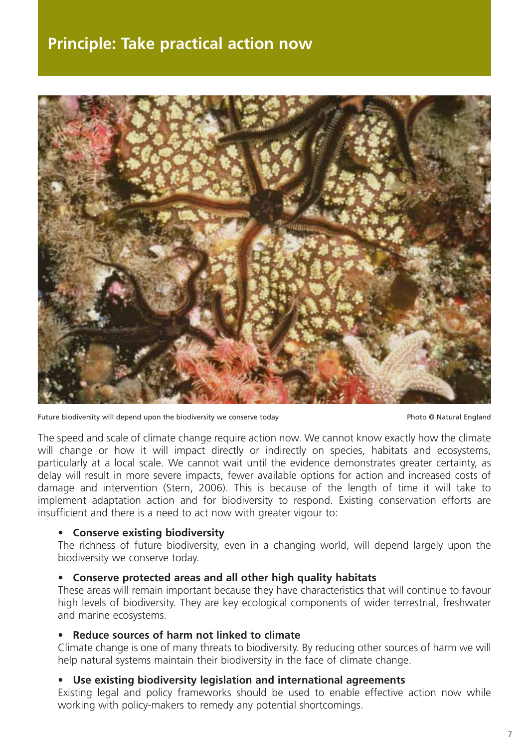## Principle: Take practical action now

Future biodiversity will depend upon the biodiversity we conserve today

Photo © Natural England

The speed and scale of climate change require action now. We cannot know exactly how the climate will change or how it will impact directly or indirectly on species, habitats and ecosystems, particularly at a local scale. We cannot wait until the evidence demonstrates greater certainty, as delay will result in more severe impacts, fewer available options for action and increased costs of damage and intervention (Stern, 2006). This is because of the length of time it will take to implement adaptation action and for biodiversity to respond. Existing conservation efforts are insufficient and there is a need to act now with greater vigour to:

- **Conserve existing biodiversity**
  The richness of future biodiversity, even in a changing world, will depend largely upon the biodiversity we conserve today.

- **Conserve protected areas and all other high quality habitats**
  These areas will remain important because they have characteristics that will continue to favour high levels of biodiversity. They are key ecological components of wider terrestrial, freshwater and marine ecosystems.

- **Reduce sources of harm not linked to climate**
  Climate change is one of many threats to biodiversity. By reducing other sources of harm we will help natural systems maintain their biodiversity in the face of climate change.

- **Use existing biodiversity legislation and international agreements**
  Existing legal and policy frameworks should be used to enable effective action now while working with policy-makers to remedy any potential shortcomings.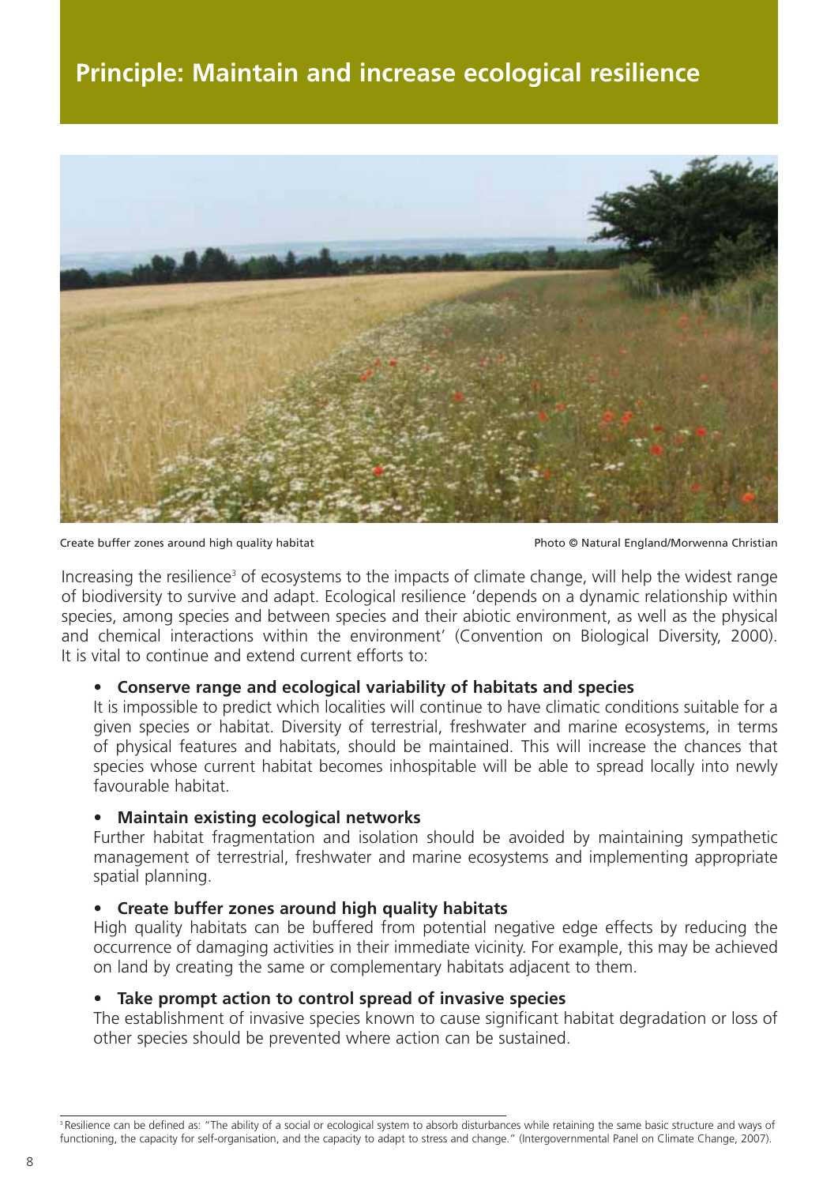# Principle: Maintain and increase ecological resilience

Create buffer zones around high quality habitat

Photo © Natural England/Morwenna Christian

Increasing the resilience[3] of ecosystems to the impacts of climate change, will help the widest range of biodiversity to survive and adapt. Ecological resilience 'depends on a dynamic relationship within species, among species and between species and their abiotic environment, as well as the physical and chemical interactions within the environment' (Convention on Biological Diversity, 2000). It is vital to continue and extend current efforts to:

- **Conserve range and ecological variability of habitats and species**
  It is impossible to predict which localities will continue to have climatic conditions suitable for a given species or habitat. Diversity of terrestrial, freshwater and marine ecosystems, in terms of physical features and habitats, should be maintained. This will increase the chances that species whose current habitat becomes inhospitable will be able to spread locally into newly favourable habitat.

- **Maintain existing ecological networks**
  Further habitat fragmentation and isolation should be avoided by maintaining sympathetic management of terrestrial, freshwater and marine ecosystems and implementing appropriate spatial planning.

- **Create buffer zones around high quality habitats**
  High quality habitats can be buffered from potential negative edge effects by reducing the occurrence of damaging activities in their immediate vicinity. For example, this may be achieved on land by creating the same or complementary habitats adjacent to them.

- **Take prompt action to control spread of invasive species**
  The establishment of invasive species known to cause significant habitat degradation or loss of other species should be prevented where action can be sustained.

---

[3] Resilience can be defined as: "The ability of a social or ecological system to absorb disturbances while retaining the same basic structure and ways of functioning, the capacity for self-organisation, and the capacity to adapt to stress and change." (Intergovernmental Panel on Climate Change, 2007).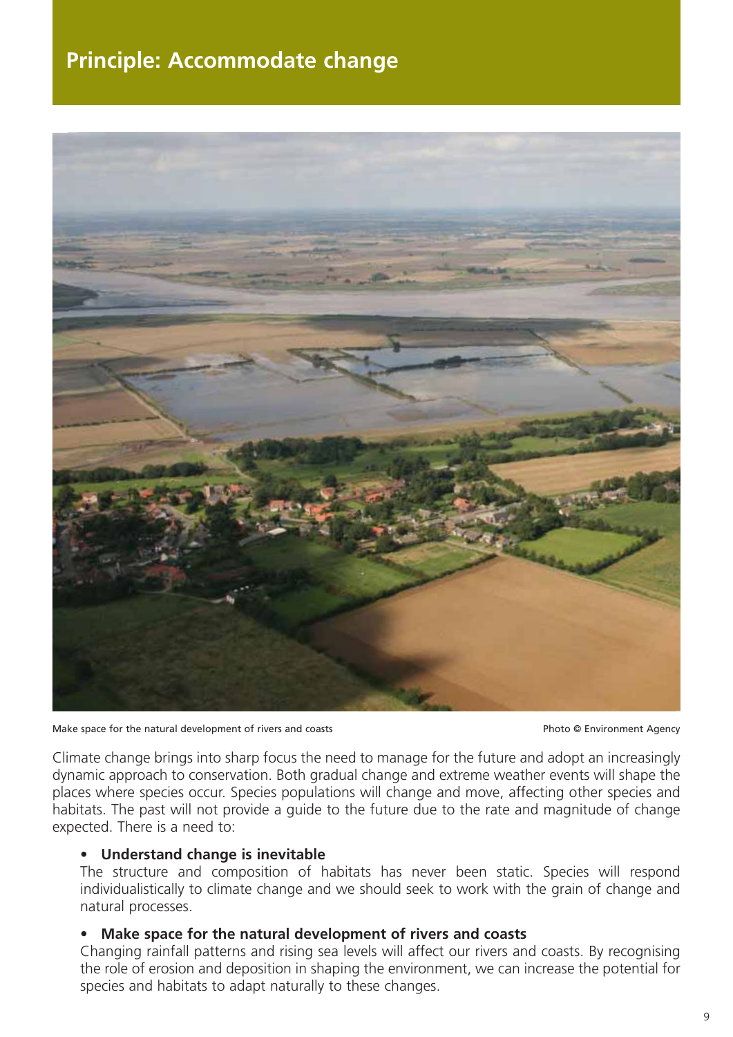## Principle: Accommodate change

Make space for the natural development of rivers and coasts

Photo © Environment Agency

Climate change brings into sharp focus the need to manage for the future and adopt an increasingly dynamic approach to conservation. Both gradual change and extreme weather events will shape the places where species occur. Species populations will change and move, affecting other species and habitats. The past will not provide a guide to the future due to the rate and magnitude of change expected. There is a need to:

- **Understand change is inevitable**
  The structure and composition of habitats has never been static. Species will respond individualistically to climate change and we should seek to work with the grain of change and natural processes.

- **Make space for the natural development of rivers and coasts**
  Changing rainfall patterns and rising sea levels will affect our rivers and coasts. By recognising the role of erosion and deposition in shaping the environment, we can increase the potential for species and habitats to adapt naturally to these changes.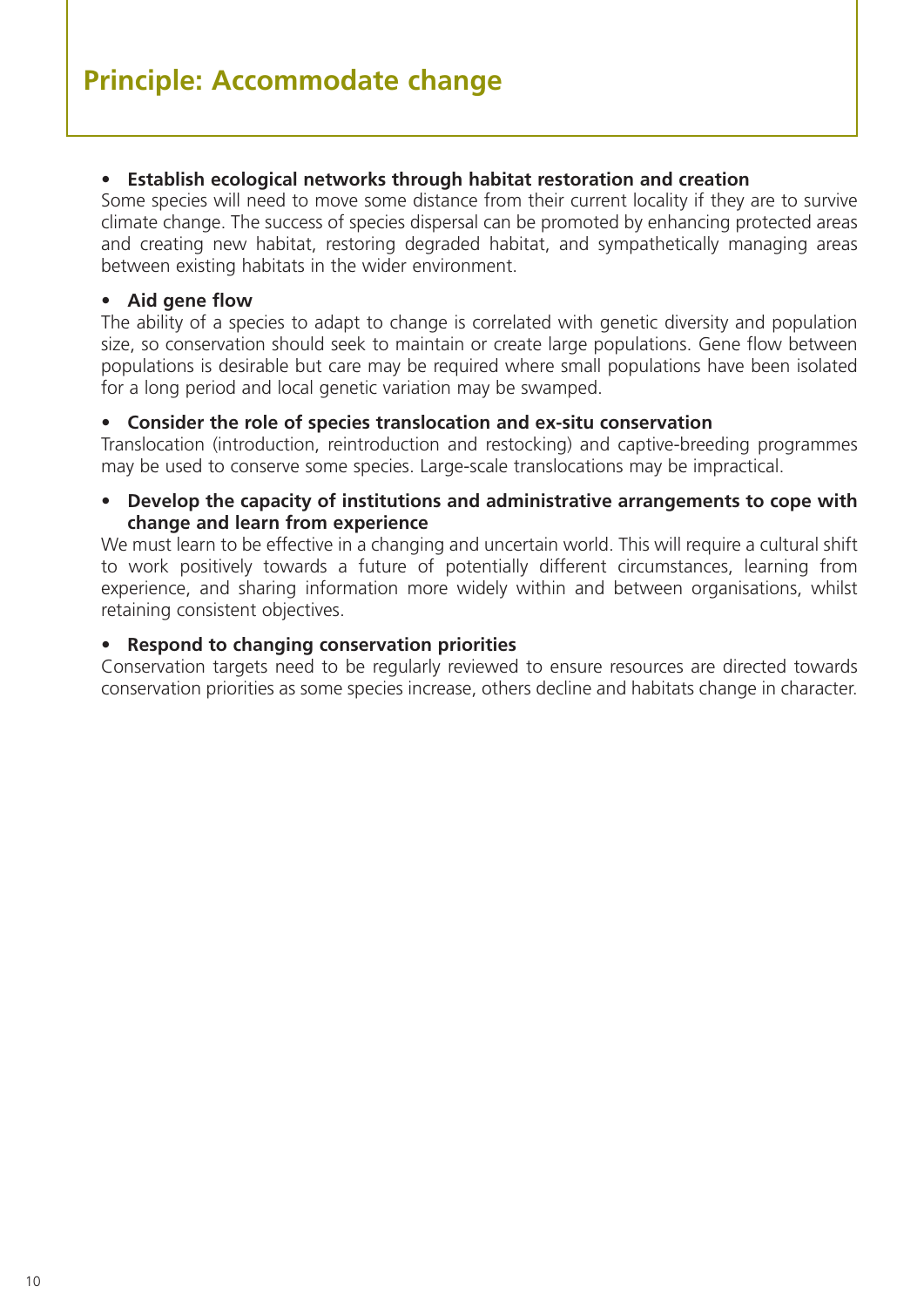## Principle: Accommodate change

- **Establish ecological networks through habitat restoration and creation**

Some species will need to move some distance from their current locality if they are to survive climate change. The success of species dispersal can be promoted by enhancing protected areas and creating new habitat, restoring degraded habitat, and sympathetically managing areas between existing habitats in the wider environment.

- **Aid gene flow**

The ability of a species to adapt to change is correlated with genetic diversity and population size, so conservation should seek to maintain or create large populations. Gene flow between populations is desirable but care may be required where small populations have been isolated for a long period and local genetic variation may be swamped.

- **Consider the role of species translocation and ex-situ conservation**

Translocation (introduction, reintroduction and restocking) and captive-breeding programmes may be used to conserve some species. Large-scale translocations may be impractical.

- **Develop the capacity of institutions and administrative arrangements to cope with change and learn from experience**

We must learn to be effective in a changing and uncertain world. This will require a cultural shift to work positively towards a future of potentially different circumstances, learning from experience, and sharing information more widely within and between organisations, whilst retaining consistent objectives.

- **Respond to changing conservation priorities**

Conservation targets need to be regularly reviewed to ensure resources are directed towards conservation priorities as some species increase, others decline and habitats change in character.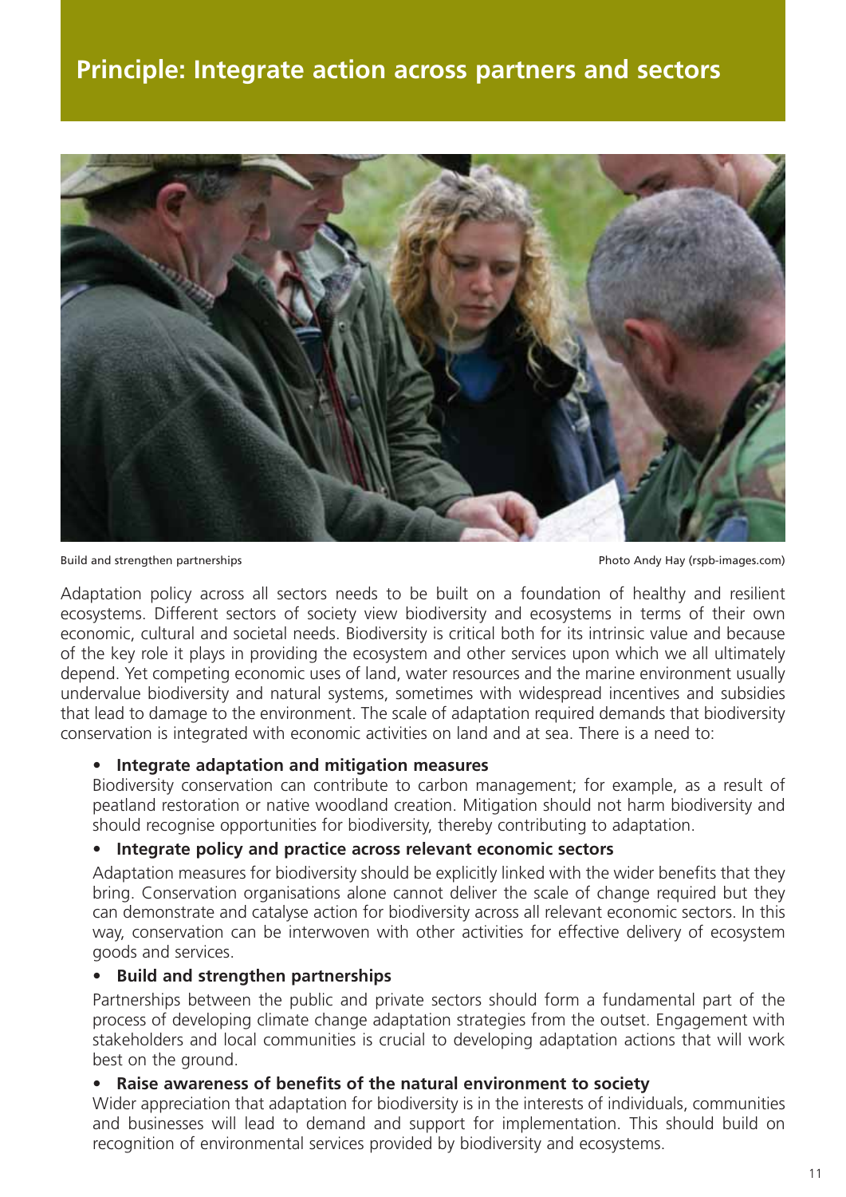## Principle: Integrate action across partners and sectors

Build and strengthen partnerships

Photo Andy Hay (rspb-images.com)

Adaptation policy across all sectors needs to be built on a foundation of healthy and resilient ecosystems. Different sectors of society view biodiversity and ecosystems in terms of their own economic, cultural and societal needs. Biodiversity is critical both for its intrinsic value and because of the key role it plays in providing the ecosystem and other services upon which we all ultimately depend. Yet competing economic uses of land, water resources and the marine environment usually undervalue biodiversity and natural systems, sometimes with widespread incentives and subsidies that lead to damage to the environment. The scale of adaptation required demands that biodiversity conservation is integrated with economic activities on land and at sea. There is a need to:

- **Integrate adaptation and mitigation measures**
  Biodiversity conservation can contribute to carbon management; for example, as a result of peatland restoration or native woodland creation. Mitigation should not harm biodiversity and should recognise opportunities for biodiversity, thereby contributing to adaptation.
- **Integrate policy and practice across relevant economic sectors**
  Adaptation measures for biodiversity should be explicitly linked with the wider benefits that they bring. Conservation organisations alone cannot deliver the scale of change required but they can demonstrate and catalyse action for biodiversity across all relevant economic sectors. In this way, conservation can be interwoven with other activities for effective delivery of ecosystem goods and services.
- **Build and strengthen partnerships**
  Partnerships between the public and private sectors should form a fundamental part of the process of developing climate change adaptation strategies from the outset. Engagement with stakeholders and local communities is crucial to developing adaptation actions that will work best on the ground.
- **Raise awareness of benefits of the natural environment to society**
  Wider appreciation that adaptation for biodiversity is in the interests of individuals, communities and businesses will lead to demand and support for implementation. This should build on recognition of environmental services provided by biodiversity and ecosystems.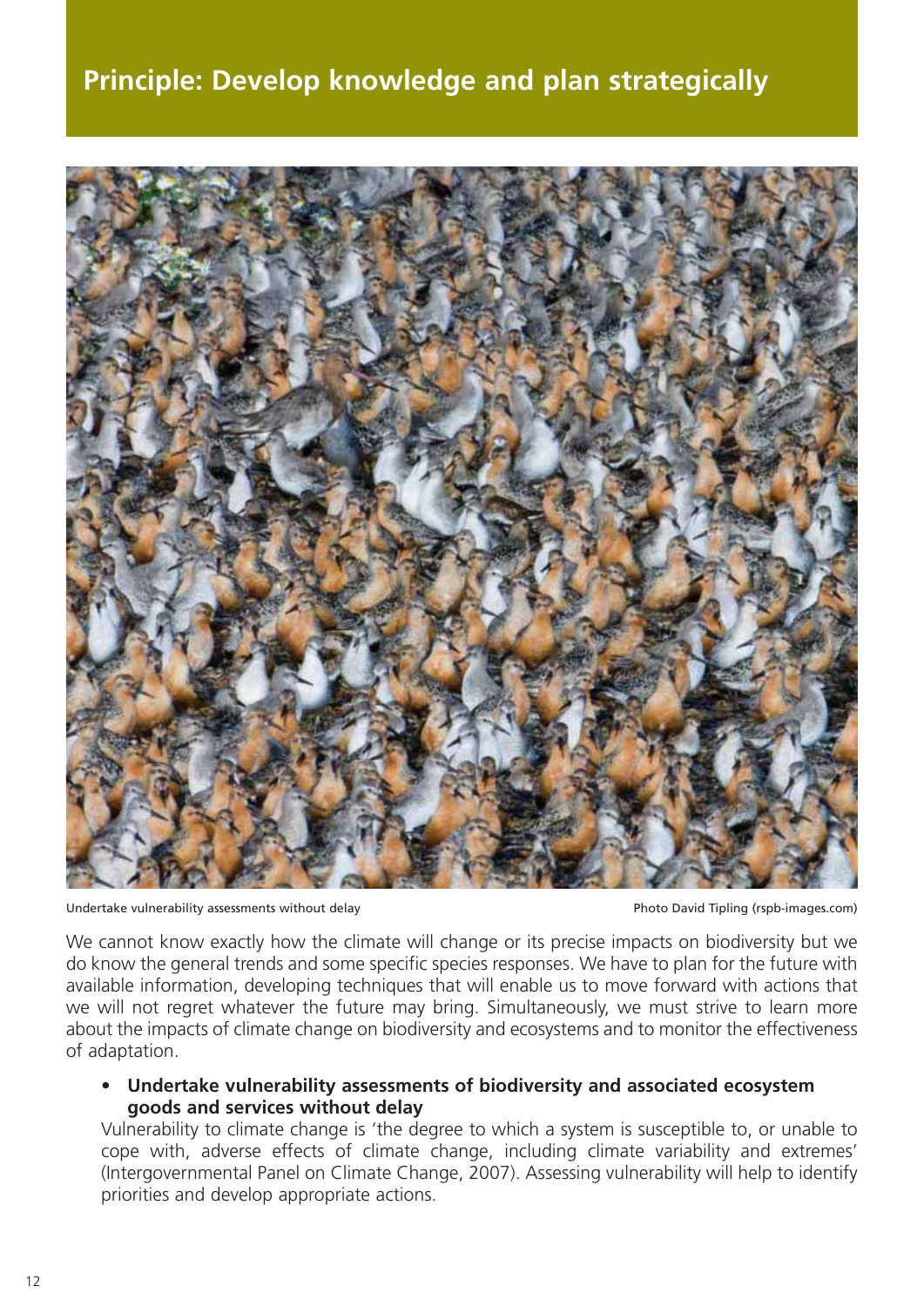## Principle: Develop knowledge and plan strategically

Undertake vulnerability assessments without delay

Photo David Tipling (rspb-images.com)

We cannot know exactly how the climate will change or its precise impacts on biodiversity but we do know the general trends and some specific species responses. We have to plan for the future with available information, developing techniques that will enable us to move forward with actions that we will not regret whatever the future may bring. Simultaneously, we must strive to learn more about the impacts of climate change on biodiversity and ecosystems and to monitor the effectiveness of adaptation.

- **Undertake vulnerability assessments of biodiversity and associated ecosystem goods and services without delay**
  Vulnerability to climate change is 'the degree to which a system is susceptible to, or unable to cope with, adverse effects of climate change, including climate variability and extremes' (Intergovernmental Panel on Climate Change, 2007). Assessing vulnerability will help to identify priorities and develop appropriate actions.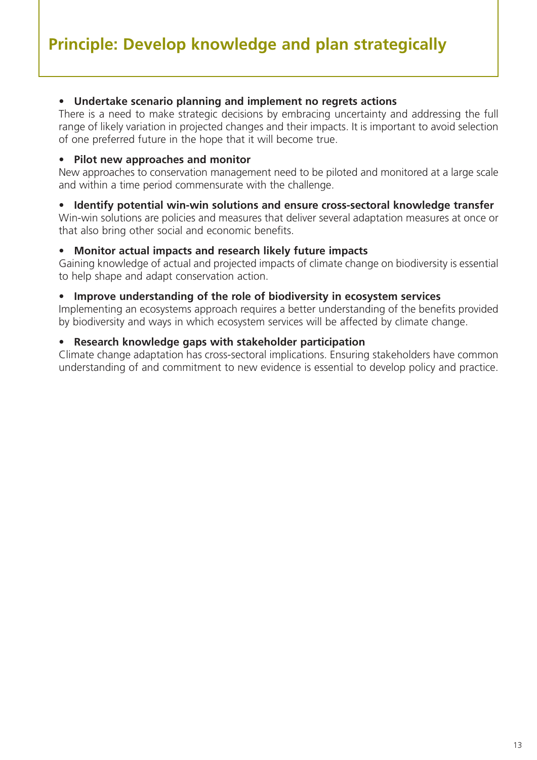## Principle: Develop knowledge and plan strategically

- **Undertake scenario planning and implement no regrets actions**

There is a need to make strategic decisions by embracing uncertainty and addressing the full range of likely variation in projected changes and their impacts. It is important to avoid selection of one preferred future in the hope that it will become true.

- **Pilot new approaches and monitor**

New approaches to conservation management need to be piloted and monitored at a large scale and within a time period commensurate with the challenge.

- **Identify potential win-win solutions and ensure cross-sectoral knowledge transfer**

Win-win solutions are policies and measures that deliver several adaptation measures at once or that also bring other social and economic benefits.

- **Monitor actual impacts and research likely future impacts**

Gaining knowledge of actual and projected impacts of climate change on biodiversity is essential to help shape and adapt conservation action.

- **Improve understanding of the role of biodiversity in ecosystem services**

Implementing an ecosystems approach requires a better understanding of the benefits provided by biodiversity and ways in which ecosystem services will be affected by climate change.

- **Research knowledge gaps with stakeholder participation**

Climate change adaptation has cross-sectoral implications. Ensuring stakeholders have common understanding of and commitment to new evidence is essential to develop policy and practice.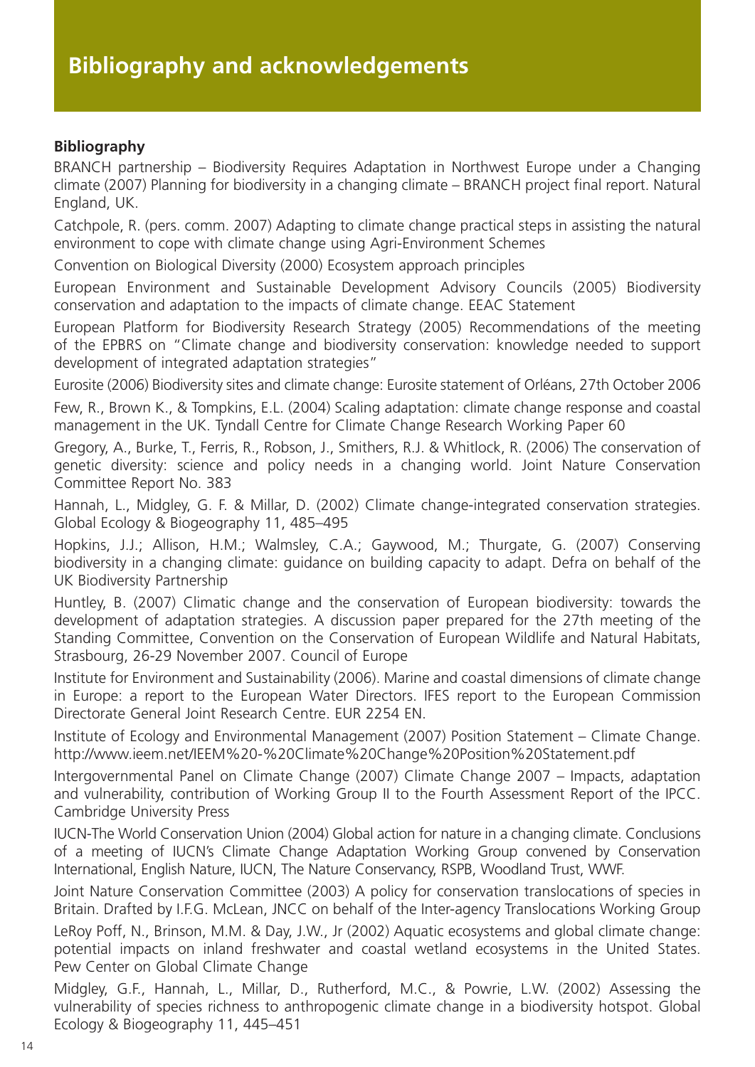# Bibliography and acknowledgements

## Bibliography

BRANCH partnership – Biodiversity Requires Adaptation in Northwest Europe under a Changing climate (2007) Planning for biodiversity in a changing climate – BRANCH project final report. Natural England, UK.

Catchpole, R. (pers. comm. 2007) Adapting to climate change practical steps in assisting the natural environment to cope with climate change using Agri-Environment Schemes

Convention on Biological Diversity (2000) Ecosystem approach principles

European Environment and Sustainable Development Advisory Councils (2005) Biodiversity conservation and adaptation to the impacts of climate change. EEAC Statement

European Platform for Biodiversity Research Strategy (2005) Recommendations of the meeting of the EPBRS on "Climate change and biodiversity conservation: knowledge needed to support development of integrated adaptation strategies"

Eurosite (2006) Biodiversity sites and climate change: Eurosite statement of Orléans, 27th October 2006

Few, R., Brown K., & Tompkins, E.L. (2004) Scaling adaptation: climate change response and coastal management in the UK. Tyndall Centre for Climate Change Research Working Paper 60

Gregory, A., Burke, T., Ferris, R., Robson, J., Smithers, R.J. & Whitlock, R. (2006) The conservation of genetic diversity: science and policy needs in a changing world. Joint Nature Conservation Committee Report No. 383

Hannah, L., Midgley, G. F. & Millar, D. (2002) Climate change-integrated conservation strategies. Global Ecology & Biogeography 11, 485–495

Hopkins, J.J.; Allison, H.M.; Walmsley, C.A.; Gaywood, M.; Thurgate, G. (2007) Conserving biodiversity in a changing climate: guidance on building capacity to adapt. Defra on behalf of the UK Biodiversity Partnership

Huntley, B. (2007) Climatic change and the conservation of European biodiversity: towards the development of adaptation strategies. A discussion paper prepared for the 27th meeting of the Standing Committee, Convention on the Conservation of European Wildlife and Natural Habitats, Strasbourg, 26-29 November 2007. Council of Europe

Institute for Environment and Sustainability (2006). Marine and coastal dimensions of climate change in Europe: a report to the European Water Directors. IFES report to the European Commission Directorate General Joint Research Centre. EUR 2254 EN.

Institute of Ecology and Environmental Management (2007) Position Statement – Climate Change. http://www.ieem.net/IEEM%20-%20Climate%20Change%20Position%20Statement.pdf

Intergovernmental Panel on Climate Change (2007) Climate Change 2007 – Impacts, adaptation and vulnerability, contribution of Working Group II to the Fourth Assessment Report of the IPCC. Cambridge University Press

IUCN-The World Conservation Union (2004) Global action for nature in a changing climate. Conclusions of a meeting of IUCN's Climate Change Adaptation Working Group convened by Conservation International, English Nature, IUCN, The Nature Conservancy, RSPB, Woodland Trust, WWF.

Joint Nature Conservation Committee (2003) A policy for conservation translocations of species in Britain. Drafted by I.F.G. McLean, JNCC on behalf of the Inter-agency Translocations Working Group

LeRoy Poff, N., Brinson, M.M. & Day, J.W., Jr (2002) Aquatic ecosystems and global climate change: potential impacts on inland freshwater and coastal wetland ecosystems in the United States. Pew Center on Global Climate Change

Midgley, G.F., Hannah, L., Millar, D., Rutherford, M.C., & Powrie, L.W. (2002) Assessing the vulnerability of species richness to anthropogenic climate change in a biodiversity hotspot. Global Ecology & Biogeography 11, 445–451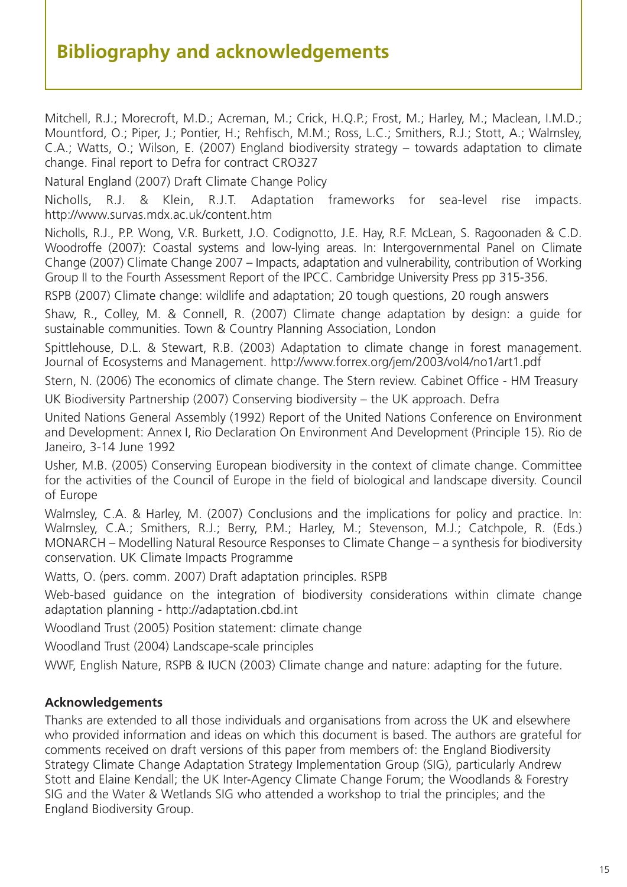# Bibliography and acknowledgements

Mitchell, R.J.; Morecroft, M.D.; Acreman, M.; Crick, H.Q.P.; Frost, M.; Harley, M.; Maclean, I.M.D.; Mountford, O.; Piper, J.; Pontier, H.; Rehfisch, M.M.; Ross, L.C.; Smithers, R.J.; Stott, A.; Walmsley, C.A.; Watts, O.; Wilson, E. (2007) England biodiversity strategy – towards adaptation to climate change. Final report to Defra for contract CRO327

Natural England (2007) Draft Climate Change Policy

Nicholls, R.J. & Klein, R.J.T. Adaptation frameworks for sea-level rise impacts. http://www.survas.mdx.ac.uk/content.htm

Nicholls, R.J., P.P. Wong, V.R. Burkett, J.O. Codignotto, J.E. Hay, R.F. McLean, S. Ragoonaden & C.D. Woodroffe (2007): Coastal systems and low-lying areas. In: Intergovernmental Panel on Climate Change (2007) Climate Change 2007 – Impacts, adaptation and vulnerability, contribution of Working Group II to the Fourth Assessment Report of the IPCC. Cambridge University Press pp 315-356.

RSPB (2007) Climate change: wildlife and adaptation; 20 tough questions, 20 rough answers

Shaw, R., Colley, M. & Connell, R. (2007) Climate change adaptation by design: a guide for sustainable communities. Town & Country Planning Association, London

Spittlehouse, D.L. & Stewart, R.B. (2003) Adaptation to climate change in forest management. Journal of Ecosystems and Management. http://www.forrex.org/jem/2003/vol4/no1/art1.pdf

Stern, N. (2006) The economics of climate change. The Stern review. Cabinet Office - HM Treasury

UK Biodiversity Partnership (2007) Conserving biodiversity – the UK approach. Defra

United Nations General Assembly (1992) Report of the United Nations Conference on Environment and Development: Annex I, Rio Declaration On Environment And Development (Principle 15). Rio de Janeiro, 3-14 June 1992

Usher, M.B. (2005) Conserving European biodiversity in the context of climate change. Committee for the activities of the Council of Europe in the field of biological and landscape diversity. Council of Europe

Walmsley, C.A. & Harley, M. (2007) Conclusions and the implications for policy and practice. In: Walmsley, C.A.; Smithers, R.J.; Berry, P.M.; Harley, M.; Stevenson, M.J.; Catchpole, R. (Eds.) MONARCH – Modelling Natural Resource Responses to Climate Change – a synthesis for biodiversity conservation. UK Climate Impacts Programme

Watts, O. (pers. comm. 2007) Draft adaptation principles. RSPB

Web-based guidance on the integration of biodiversity considerations within climate change adaptation planning - http://adaptation.cbd.int

Woodland Trust (2005) Position statement: climate change

Woodland Trust (2004) Landscape-scale principles

WWF, English Nature, RSPB & IUCN (2003) Climate change and nature: adapting for the future.

### Acknowledgements

Thanks are extended to all those individuals and organisations from across the UK and elsewhere who provided information and ideas on which this document is based. The authors are grateful for comments received on draft versions of this paper from members of: the England Biodiversity Strategy Climate Change Adaptation Strategy Implementation Group (SIG), particularly Andrew Stott and Elaine Kendall; the UK Inter-Agency Climate Change Forum; the Woodlands & Forestry SIG and the Water & Wetlands SIG who attended a workshop to trial the principles; and the England Biodiversity Group.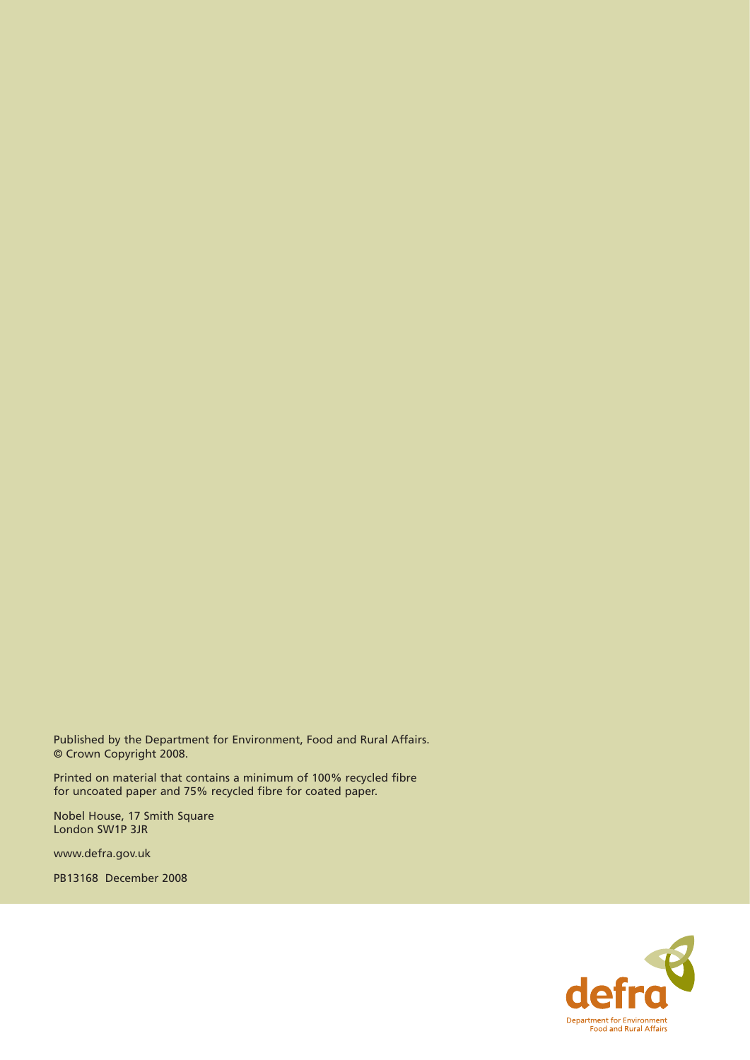Published by the Department for Environment, Food and Rural Affairs.
© Crown Copyright 2008.

Printed on material that contains a minimum of 100% recycled fibre for uncoated paper and 75% recycled fibre for coated paper.

Nobel House, 17 Smith Square
London SW1P 3JR

www.defra.gov.uk

PB13168 December 2008

defra
Department for Environment
Food and Rural Affairs